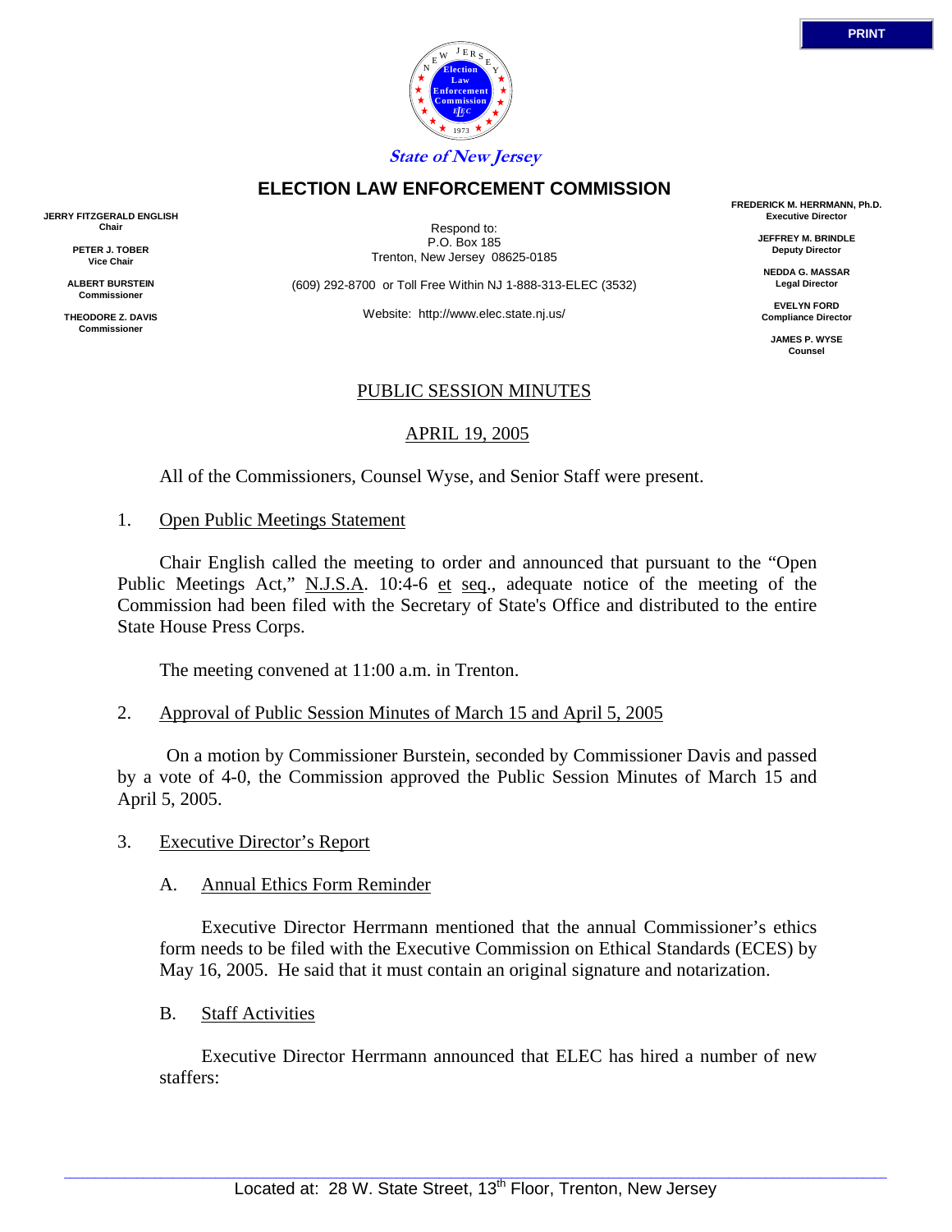State of New Jersey

# ELECTION LAW ENFORCEMENT COMMISSION

**JERRY FITZGERALD ENGLISH**
**Chair**

**PETER J. TOBER**
**Vice Chair**

**ALBERT BURSTEIN**
**Commissioner**

**THEODORE Z. DAVIS**
**Commissioner**

Respond to:
P.O. Box 185
Trenton, New Jersey 08625-0185

(609) 292-8700 or Toll Free Within NJ 1-888-313-ELEC (3532)

Website: http://www.elec.state.nj.us/

**FREDERICK M. HERRMANN, Ph.D.**
**Executive Director**

**JEFFREY M. BRINDLE**
**Deputy Director**

**NEDDA G. MASSAR**
**Legal Director**

**EVELYN FORD**
**Compliance Director**

**JAMES P. WYSE**
**Counsel**

PUBLIC SESSION MINUTES

APRIL 19, 2005

All of the Commissioners, Counsel Wyse, and Senior Staff were present.

1. Open Public Meetings Statement

Chair English called the meeting to order and announced that pursuant to the "Open Public Meetings Act," N.J.S.A. 10:4-6 et seq., adequate notice of the meeting of the Commission had been filed with the Secretary of State's Office and distributed to the entire State House Press Corps.

The meeting convened at 11:00 a.m. in Trenton.

2. Approval of Public Session Minutes of March 15 and April 5, 2005

On a motion by Commissioner Burstein, seconded by Commissioner Davis and passed by a vote of 4-0, the Commission approved the Public Session Minutes of March 15 and April 5, 2005.

3. Executive Director's Report

A. Annual Ethics Form Reminder

Executive Director Herrmann mentioned that the annual Commissioner's ethics form needs to be filed with the Executive Commission on Ethical Standards (ECES) by May 16, 2005. He said that it must contain an original signature and notarization.

B. Staff Activities

Executive Director Herrmann announced that ELEC has hired a number of new staffers:

Located at: 28 W. State Street, 13th Floor, Trenton, New Jersey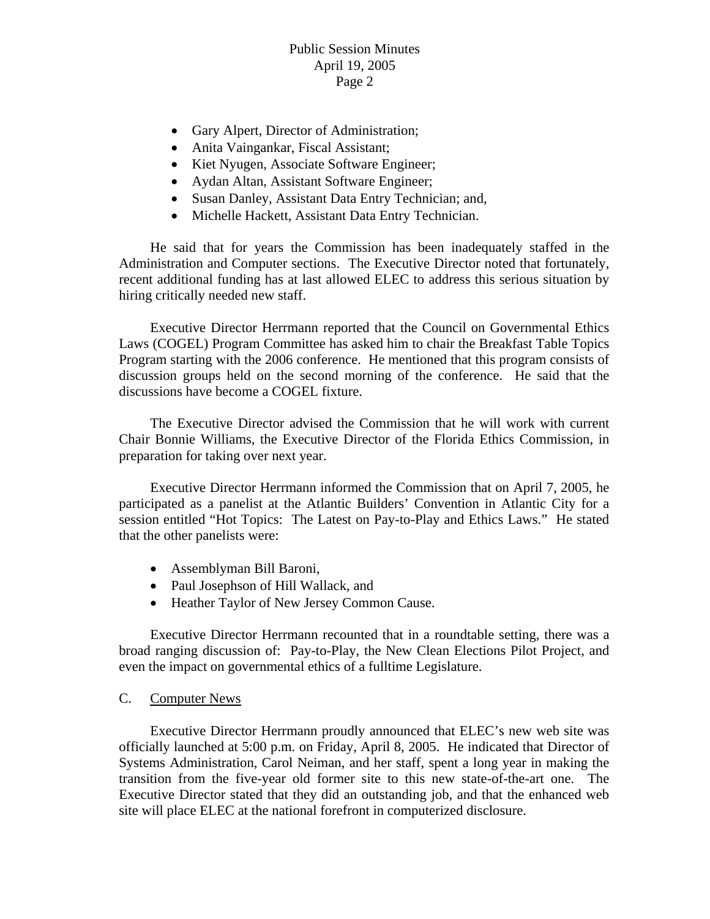- Gary Alpert, Director of Administration;
- Anita Vaingankar, Fiscal Assistant;
- Kiet Nyugen, Associate Software Engineer;
- Aydan Altan, Assistant Software Engineer;
- Susan Danley, Assistant Data Entry Technician; and,
- Michelle Hackett, Assistant Data Entry Technician.

He said that for years the Commission has been inadequately staffed in the Administration and Computer sections. The Executive Director noted that fortunately, recent additional funding has at last allowed ELEC to address this serious situation by hiring critically needed new staff.

Executive Director Herrmann reported that the Council on Governmental Ethics Laws (COGEL) Program Committee has asked him to chair the Breakfast Table Topics Program starting with the 2006 conference. He mentioned that this program consists of discussion groups held on the second morning of the conference. He said that the discussions have become a COGEL fixture.

The Executive Director advised the Commission that he will work with current Chair Bonnie Williams, the Executive Director of the Florida Ethics Commission, in preparation for taking over next year.

Executive Director Herrmann informed the Commission that on April 7, 2005, he participated as a panelist at the Atlantic Builders' Convention in Atlantic City for a session entitled "Hot Topics: The Latest on Pay-to-Play and Ethics Laws." He stated that the other panelists were:

- Assemblyman Bill Baroni,
- Paul Josephson of Hill Wallack, and
- Heather Taylor of New Jersey Common Cause.

Executive Director Herrmann recounted that in a roundtable setting, there was a broad ranging discussion of: Pay-to-Play, the New Clean Elections Pilot Project, and even the impact on governmental ethics of a fulltime Legislature.

C. Computer News

Executive Director Herrmann proudly announced that ELEC's new web site was officially launched at 5:00 p.m. on Friday, April 8, 2005. He indicated that Director of Systems Administration, Carol Neiman, and her staff, spent a long year in making the transition from the five-year old former site to this new state-of-the-art one. The Executive Director stated that they did an outstanding job, and that the enhanced web site will place ELEC at the national forefront in computerized disclosure.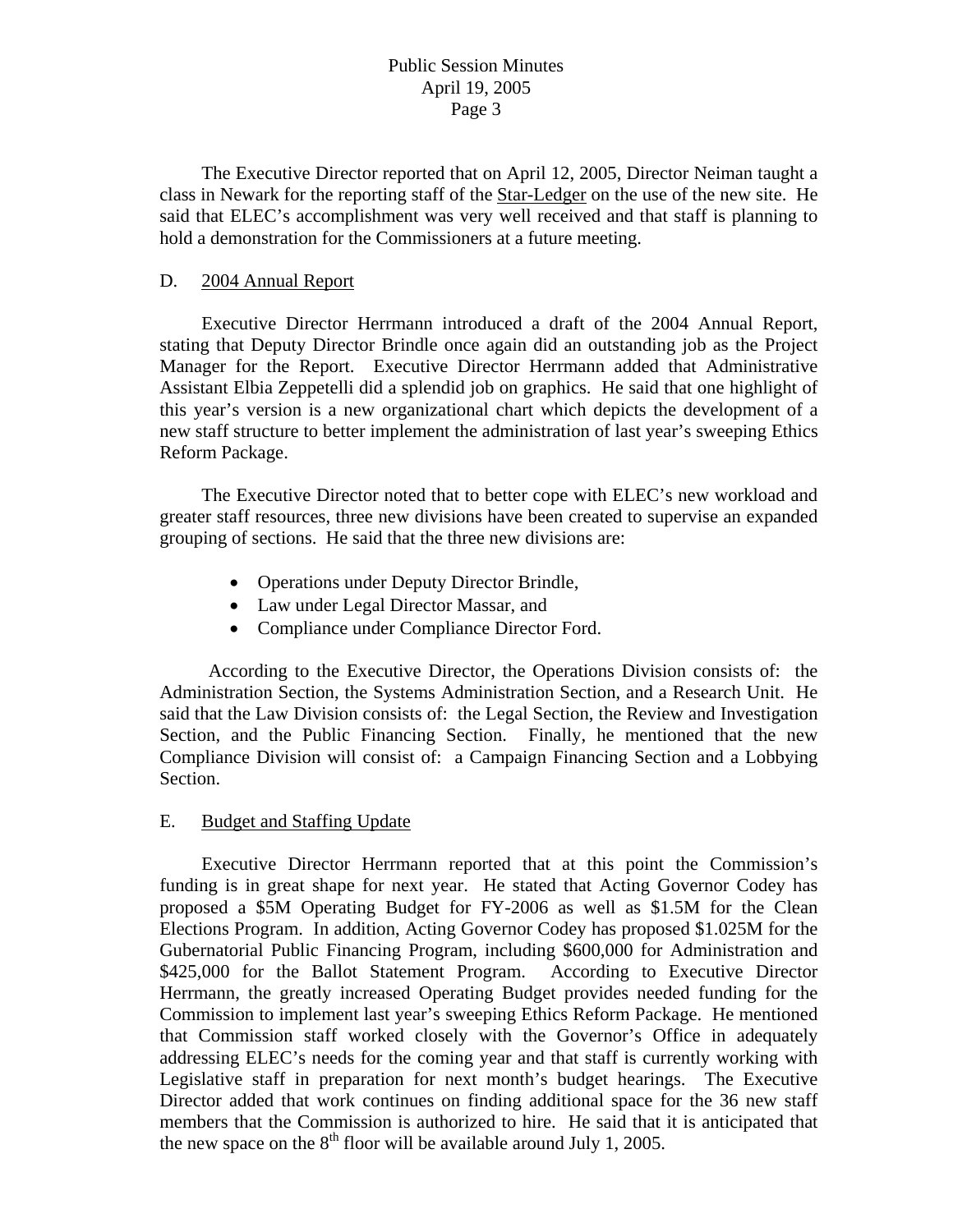The Executive Director reported that on April 12, 2005, Director Neiman taught a class in Newark for the reporting staff of the Star-Ledger on the use of the new site. He said that ELEC's accomplishment was very well received and that staff is planning to hold a demonstration for the Commissioners at a future meeting.

D. 2004 Annual Report

Executive Director Herrmann introduced a draft of the 2004 Annual Report, stating that Deputy Director Brindle once again did an outstanding job as the Project Manager for the Report. Executive Director Herrmann added that Administrative Assistant Elbia Zeppetelli did a splendid job on graphics. He said that one highlight of this year's version is a new organizational chart which depicts the development of a new staff structure to better implement the administration of last year's sweeping Ethics Reform Package.

The Executive Director noted that to better cope with ELEC's new workload and greater staff resources, three new divisions have been created to supervise an expanded grouping of sections. He said that the three new divisions are:

- Operations under Deputy Director Brindle,
- Law under Legal Director Massar, and
- Compliance under Compliance Director Ford.

According to the Executive Director, the Operations Division consists of: the Administration Section, the Systems Administration Section, and a Research Unit. He said that the Law Division consists of: the Legal Section, the Review and Investigation Section, and the Public Financing Section. Finally, he mentioned that the new Compliance Division will consist of: a Campaign Financing Section and a Lobbying Section.

E. Budget and Staffing Update

Executive Director Herrmann reported that at this point the Commission's funding is in great shape for next year. He stated that Acting Governor Codey has proposed a $5M Operating Budget for FY-2006 as well as $1.5M for the Clean Elections Program. In addition, Acting Governor Codey has proposed $1.025M for the Gubernatorial Public Financing Program, including $600,000 for Administration and $425,000 for the Ballot Statement Program. According to Executive Director Herrmann, the greatly increased Operating Budget provides needed funding for the Commission to implement last year's sweeping Ethics Reform Package. He mentioned that Commission staff worked closely with the Governor's Office in adequately addressing ELEC's needs for the coming year and that staff is currently working with Legislative staff in preparation for next month's budget hearings. The Executive Director added that work continues on finding additional space for the 36 new staff members that the Commission is authorized to hire. He said that it is anticipated that the new space on the 8th floor will be available around July 1, 2005.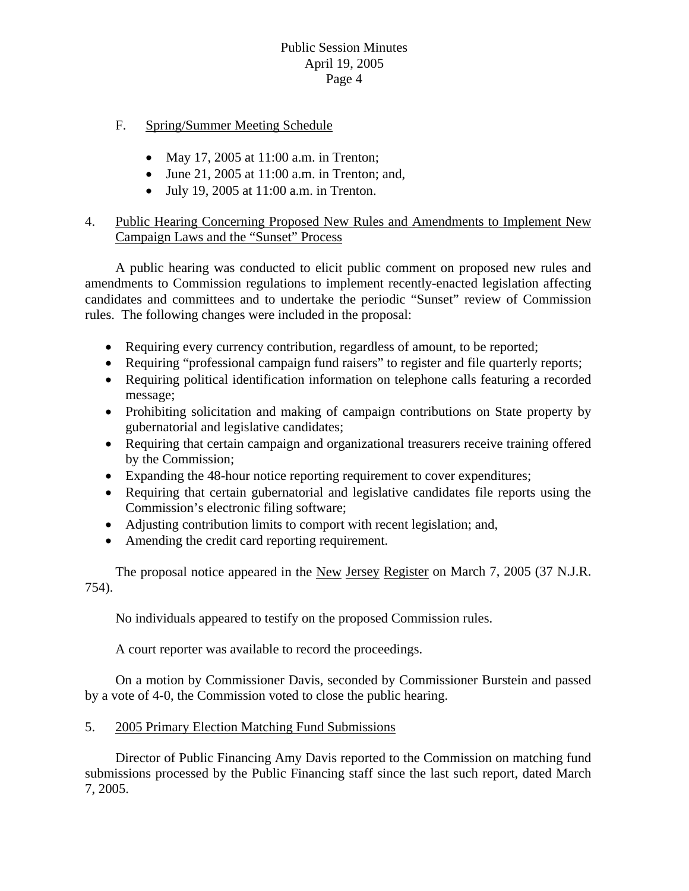F. Spring/Summer Meeting Schedule

- May 17, 2005 at 11:00 a.m. in Trenton;
- June 21, 2005 at 11:00 a.m. in Trenton; and,
- July 19, 2005 at 11:00 a.m. in Trenton.

4. Public Hearing Concerning Proposed New Rules and Amendments to Implement New Campaign Laws and the "Sunset" Process

A public hearing was conducted to elicit public comment on proposed new rules and amendments to Commission regulations to implement recently-enacted legislation affecting candidates and committees and to undertake the periodic "Sunset" review of Commission rules. The following changes were included in the proposal:

- Requiring every currency contribution, regardless of amount, to be reported;
- Requiring "professional campaign fund raisers" to register and file quarterly reports;
- Requiring political identification information on telephone calls featuring a recorded message;
- Prohibiting solicitation and making of campaign contributions on State property by gubernatorial and legislative candidates;
- Requiring that certain campaign and organizational treasurers receive training offered by the Commission;
- Expanding the 48-hour notice reporting requirement to cover expenditures;
- Requiring that certain gubernatorial and legislative candidates file reports using the Commission's electronic filing software;
- Adjusting contribution limits to comport with recent legislation; and,
- Amending the credit card reporting requirement.

The proposal notice appeared in the New Jersey Register on March 7, 2005 (37 N.J.R. 754).

No individuals appeared to testify on the proposed Commission rules.

A court reporter was available to record the proceedings.

On a motion by Commissioner Davis, seconded by Commissioner Burstein and passed by a vote of 4-0, the Commission voted to close the public hearing.

5. 2005 Primary Election Matching Fund Submissions

Director of Public Financing Amy Davis reported to the Commission on matching fund submissions processed by the Public Financing staff since the last such report, dated March 7, 2005.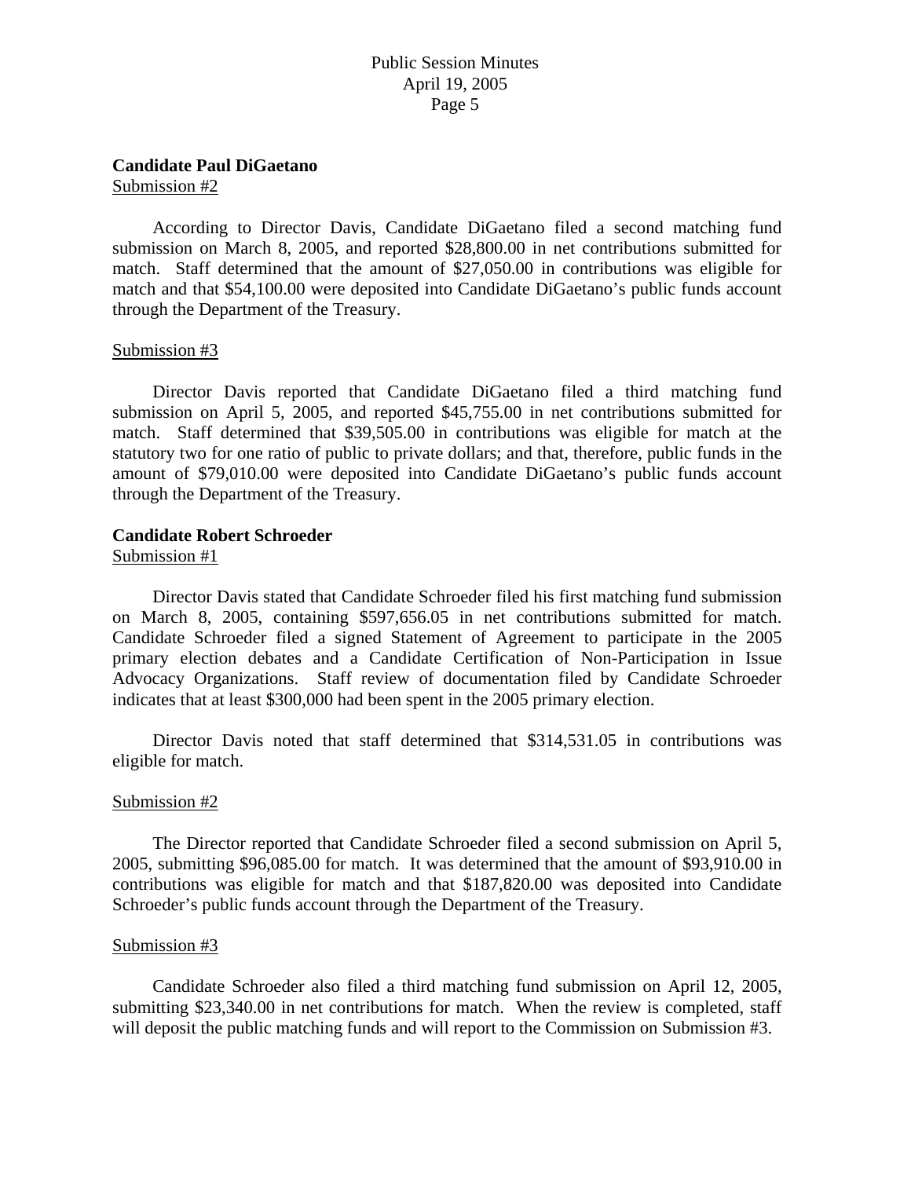**Candidate Paul DiGaetano**

Submission #2

According to Director Davis, Candidate DiGaetano filed a second matching fund submission on March 8, 2005, and reported $28,800.00 in net contributions submitted for match. Staff determined that the amount of $27,050.00 in contributions was eligible for match and that $54,100.00 were deposited into Candidate DiGaetano's public funds account through the Department of the Treasury.

Submission #3

Director Davis reported that Candidate DiGaetano filed a third matching fund submission on April 5, 2005, and reported $45,755.00 in net contributions submitted for match. Staff determined that $39,505.00 in contributions was eligible for match at the statutory two for one ratio of public to private dollars; and that, therefore, public funds in the amount of $79,010.00 were deposited into Candidate DiGaetano's public funds account through the Department of the Treasury.

**Candidate Robert Schroeder**

Submission #1

Director Davis stated that Candidate Schroeder filed his first matching fund submission on March 8, 2005, containing $597,656.05 in net contributions submitted for match. Candidate Schroeder filed a signed Statement of Agreement to participate in the 2005 primary election debates and a Candidate Certification of Non-Participation in Issue Advocacy Organizations. Staff review of documentation filed by Candidate Schroeder indicates that at least $300,000 had been spent in the 2005 primary election.

Director Davis noted that staff determined that $314,531.05 in contributions was eligible for match.

Submission #2

The Director reported that Candidate Schroeder filed a second submission on April 5, 2005, submitting $96,085.00 for match. It was determined that the amount of $93,910.00 in contributions was eligible for match and that $187,820.00 was deposited into Candidate Schroeder's public funds account through the Department of the Treasury.

Submission #3

Candidate Schroeder also filed a third matching fund submission on April 12, 2005, submitting $23,340.00 in net contributions for match. When the review is completed, staff will deposit the public matching funds and will report to the Commission on Submission #3.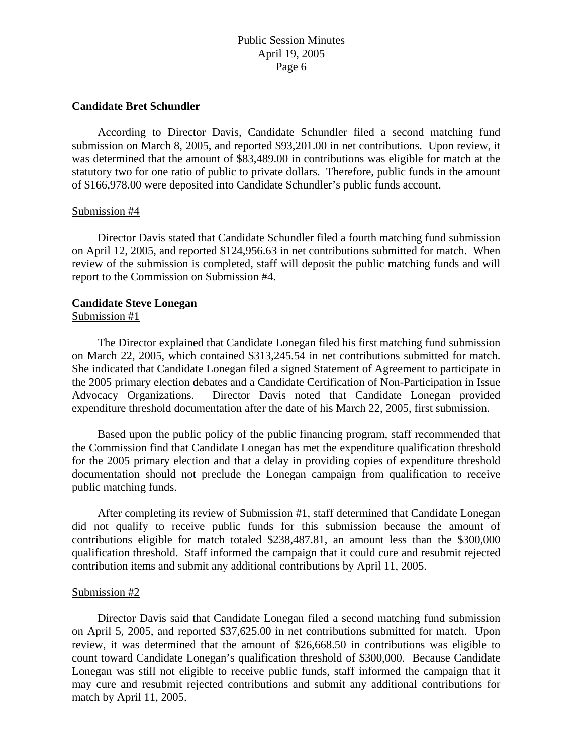**Candidate Bret Schundler**

According to Director Davis, Candidate Schundler filed a second matching fund submission on March 8, 2005, and reported $93,201.00 in net contributions. Upon review, it was determined that the amount of $83,489.00 in contributions was eligible for match at the statutory two for one ratio of public to private dollars. Therefore, public funds in the amount of $166,978.00 were deposited into Candidate Schundler's public funds account.

Submission #4

Director Davis stated that Candidate Schundler filed a fourth matching fund submission on April 12, 2005, and reported $124,956.63 in net contributions submitted for match. When review of the submission is completed, staff will deposit the public matching funds and will report to the Commission on Submission #4.

**Candidate Steve Lonegan**

Submission #1

The Director explained that Candidate Lonegan filed his first matching fund submission on March 22, 2005, which contained $313,245.54 in net contributions submitted for match. She indicated that Candidate Lonegan filed a signed Statement of Agreement to participate in the 2005 primary election debates and a Candidate Certification of Non-Participation in Issue Advocacy Organizations. Director Davis noted that Candidate Lonegan provided expenditure threshold documentation after the date of his March 22, 2005, first submission.

Based upon the public policy of the public financing program, staff recommended that the Commission find that Candidate Lonegan has met the expenditure qualification threshold for the 2005 primary election and that a delay in providing copies of expenditure threshold documentation should not preclude the Lonegan campaign from qualification to receive public matching funds.

After completing its review of Submission #1, staff determined that Candidate Lonegan did not qualify to receive public funds for this submission because the amount of contributions eligible for match totaled $238,487.81, an amount less than the $300,000 qualification threshold. Staff informed the campaign that it could cure and resubmit rejected contribution items and submit any additional contributions by April 11, 2005.

Submission #2

Director Davis said that Candidate Lonegan filed a second matching fund submission on April 5, 2005, and reported $37,625.00 in net contributions submitted for match. Upon review, it was determined that the amount of $26,668.50 in contributions was eligible to count toward Candidate Lonegan's qualification threshold of $300,000. Because Candidate Lonegan was still not eligible to receive public funds, staff informed the campaign that it may cure and resubmit rejected contributions and submit any additional contributions for match by April 11, 2005.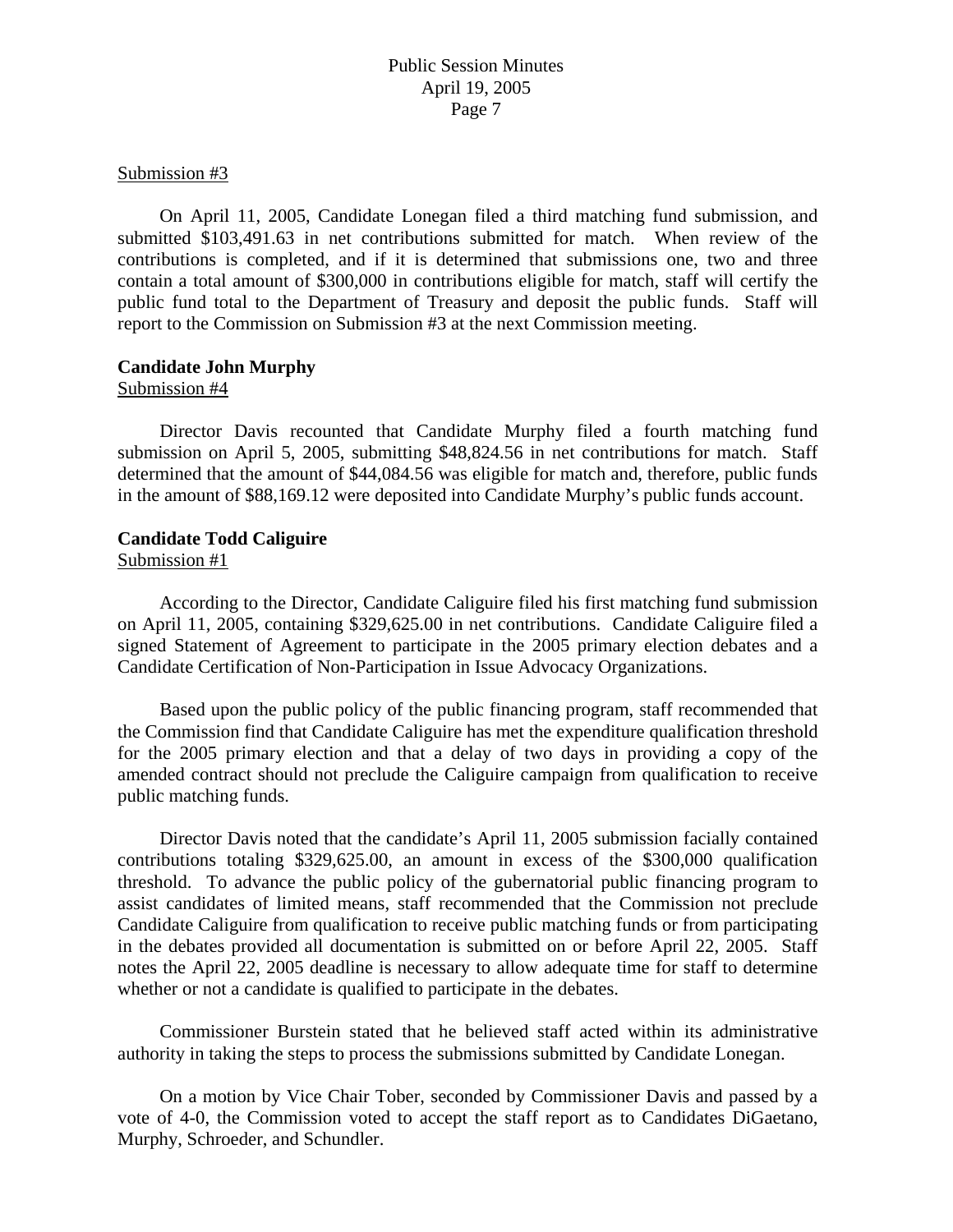Submission #3

On April 11, 2005, Candidate Lonegan filed a third matching fund submission, and submitted $103,491.63 in net contributions submitted for match. When review of the contributions is completed, and if it is determined that submissions one, two and three contain a total amount of $300,000 in contributions eligible for match, staff will certify the public fund total to the Department of Treasury and deposit the public funds. Staff will report to the Commission on Submission #3 at the next Commission meeting.

**Candidate John Murphy**

Submission #4

Director Davis recounted that Candidate Murphy filed a fourth matching fund submission on April 5, 2005, submitting $48,824.56 in net contributions for match. Staff determined that the amount of $44,084.56 was eligible for match and, therefore, public funds in the amount of $88,169.12 were deposited into Candidate Murphy's public funds account.

**Candidate Todd Caliguire**

Submission #1

According to the Director, Candidate Caliguire filed his first matching fund submission on April 11, 2005, containing $329,625.00 in net contributions. Candidate Caliguire filed a signed Statement of Agreement to participate in the 2005 primary election debates and a Candidate Certification of Non-Participation in Issue Advocacy Organizations.

Based upon the public policy of the public financing program, staff recommended that the Commission find that Candidate Caliguire has met the expenditure qualification threshold for the 2005 primary election and that a delay of two days in providing a copy of the amended contract should not preclude the Caliguire campaign from qualification to receive public matching funds.

Director Davis noted that the candidate's April 11, 2005 submission facially contained contributions totaling $329,625.00, an amount in excess of the $300,000 qualification threshold. To advance the public policy of the gubernatorial public financing program to assist candidates of limited means, staff recommended that the Commission not preclude Candidate Caliguire from qualification to receive public matching funds or from participating in the debates provided all documentation is submitted on or before April 22, 2005. Staff notes the April 22, 2005 deadline is necessary to allow adequate time for staff to determine whether or not a candidate is qualified to participate in the debates.

Commissioner Burstein stated that he believed staff acted within its administrative authority in taking the steps to process the submissions submitted by Candidate Lonegan.

On a motion by Vice Chair Tober, seconded by Commissioner Davis and passed by a vote of 4-0, the Commission voted to accept the staff report as to Candidates DiGaetano, Murphy, Schroeder, and Schundler.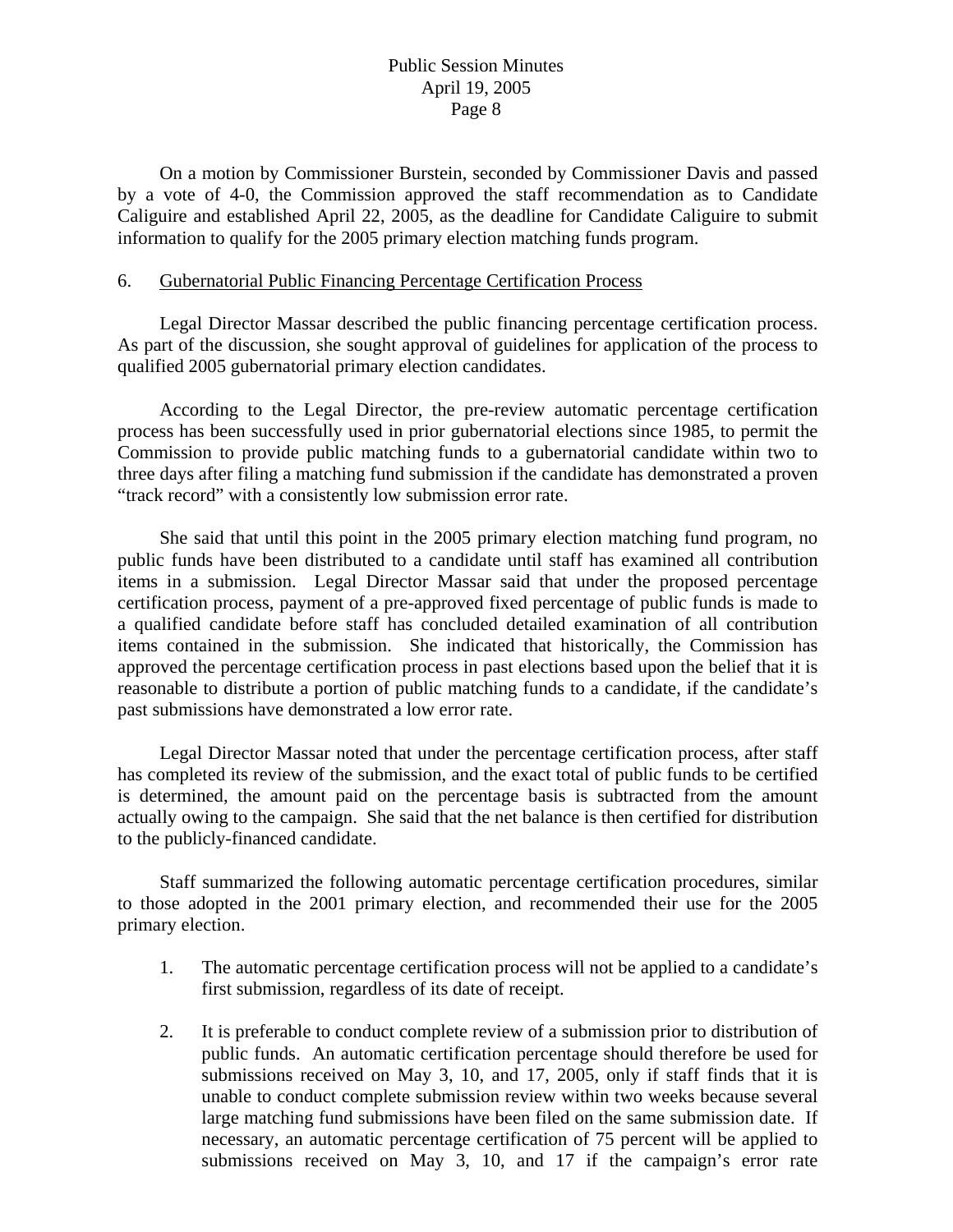On a motion by Commissioner Burstein, seconded by Commissioner Davis and passed by a vote of 4-0, the Commission approved the staff recommendation as to Candidate Caliguire and established April 22, 2005, as the deadline for Candidate Caliguire to submit information to qualify for the 2005 primary election matching funds program.

6. Gubernatorial Public Financing Percentage Certification Process

Legal Director Massar described the public financing percentage certification process. As part of the discussion, she sought approval of guidelines for application of the process to qualified 2005 gubernatorial primary election candidates.

According to the Legal Director, the pre-review automatic percentage certification process has been successfully used in prior gubernatorial elections since 1985, to permit the Commission to provide public matching funds to a gubernatorial candidate within two to three days after filing a matching fund submission if the candidate has demonstrated a proven "track record" with a consistently low submission error rate.

She said that until this point in the 2005 primary election matching fund program, no public funds have been distributed to a candidate until staff has examined all contribution items in a submission. Legal Director Massar said that under the proposed percentage certification process, payment of a pre-approved fixed percentage of public funds is made to a qualified candidate before staff has concluded detailed examination of all contribution items contained in the submission. She indicated that historically, the Commission has approved the percentage certification process in past elections based upon the belief that it is reasonable to distribute a portion of public matching funds to a candidate, if the candidate's past submissions have demonstrated a low error rate.

Legal Director Massar noted that under the percentage certification process, after staff has completed its review of the submission, and the exact total of public funds to be certified is determined, the amount paid on the percentage basis is subtracted from the amount actually owing to the campaign. She said that the net balance is then certified for distribution to the publicly-financed candidate.

Staff summarized the following automatic percentage certification procedures, similar to those adopted in the 2001 primary election, and recommended their use for the 2005 primary election.

1. The automatic percentage certification process will not be applied to a candidate's first submission, regardless of its date of receipt.

2. It is preferable to conduct complete review of a submission prior to distribution of public funds. An automatic certification percentage should therefore be used for submissions received on May 3, 10, and 17, 2005, only if staff finds that it is unable to conduct complete submission review within two weeks because several large matching fund submissions have been filed on the same submission date. If necessary, an automatic percentage certification of 75 percent will be applied to submissions received on May 3, 10, and 17 if the campaign's error rate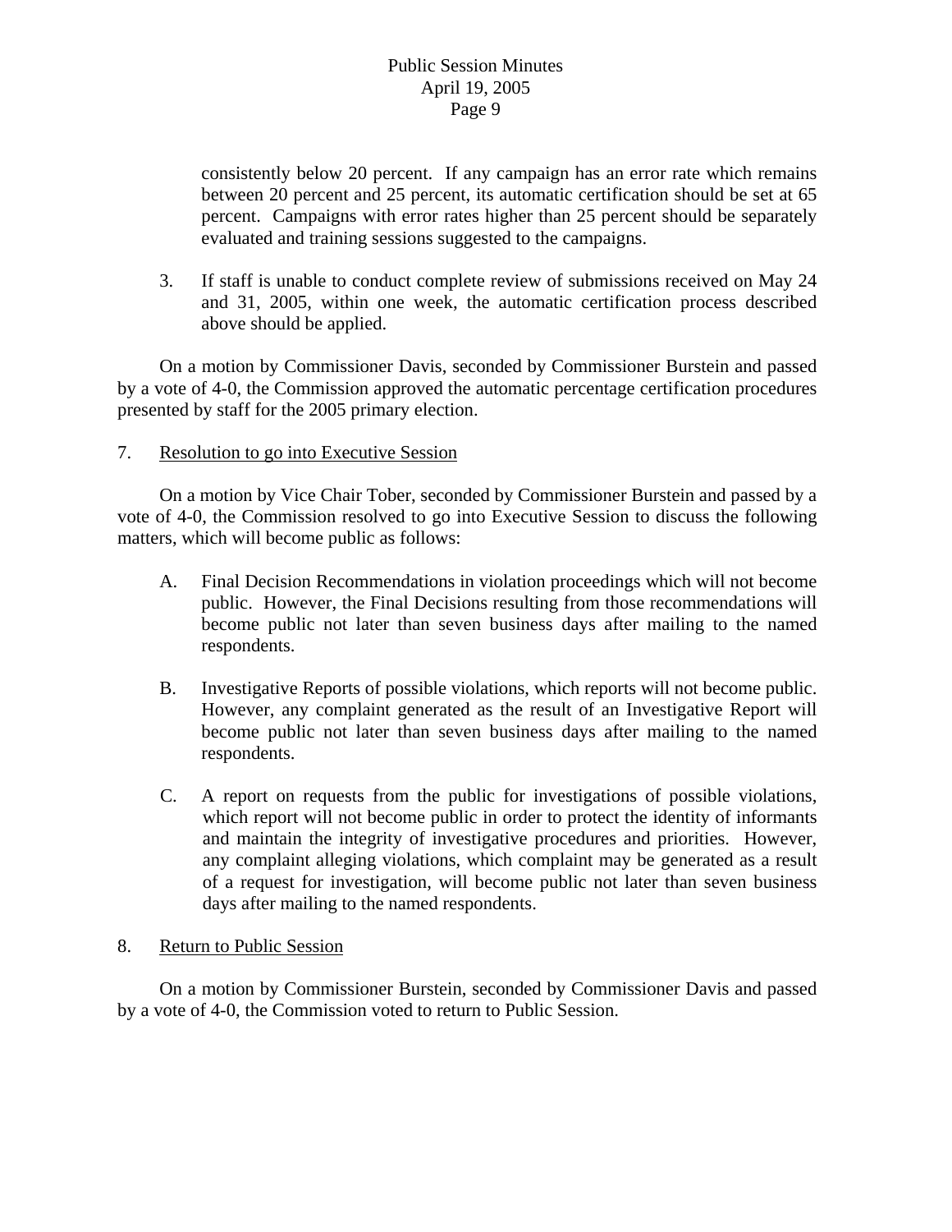consistently below 20 percent. If any campaign has an error rate which remains between 20 percent and 25 percent, its automatic certification should be set at 65 percent. Campaigns with error rates higher than 25 percent should be separately evaluated and training sessions suggested to the campaigns.

3. If staff is unable to conduct complete review of submissions received on May 24 and 31, 2005, within one week, the automatic certification process described above should be applied.

On a motion by Commissioner Davis, seconded by Commissioner Burstein and passed by a vote of 4-0, the Commission approved the automatic percentage certification procedures presented by staff for the 2005 primary election.

7. <u>Resolution to go into Executive Session</u>

On a motion by Vice Chair Tober, seconded by Commissioner Burstein and passed by a vote of 4-0, the Commission resolved to go into Executive Session to discuss the following matters, which will become public as follows:

A. Final Decision Recommendations in violation proceedings which will not become public. However, the Final Decisions resulting from those recommendations will become public not later than seven business days after mailing to the named respondents.

B. Investigative Reports of possible violations, which reports will not become public. However, any complaint generated as the result of an Investigative Report will become public not later than seven business days after mailing to the named respondents.

C. A report on requests from the public for investigations of possible violations, which report will not become public in order to protect the identity of informants and maintain the integrity of investigative procedures and priorities. However, any complaint alleging violations, which complaint may be generated as a result of a request for investigation, will become public not later than seven business days after mailing to the named respondents.

8. <u>Return to Public Session</u>

On a motion by Commissioner Burstein, seconded by Commissioner Davis and passed by a vote of 4-0, the Commission voted to return to Public Session.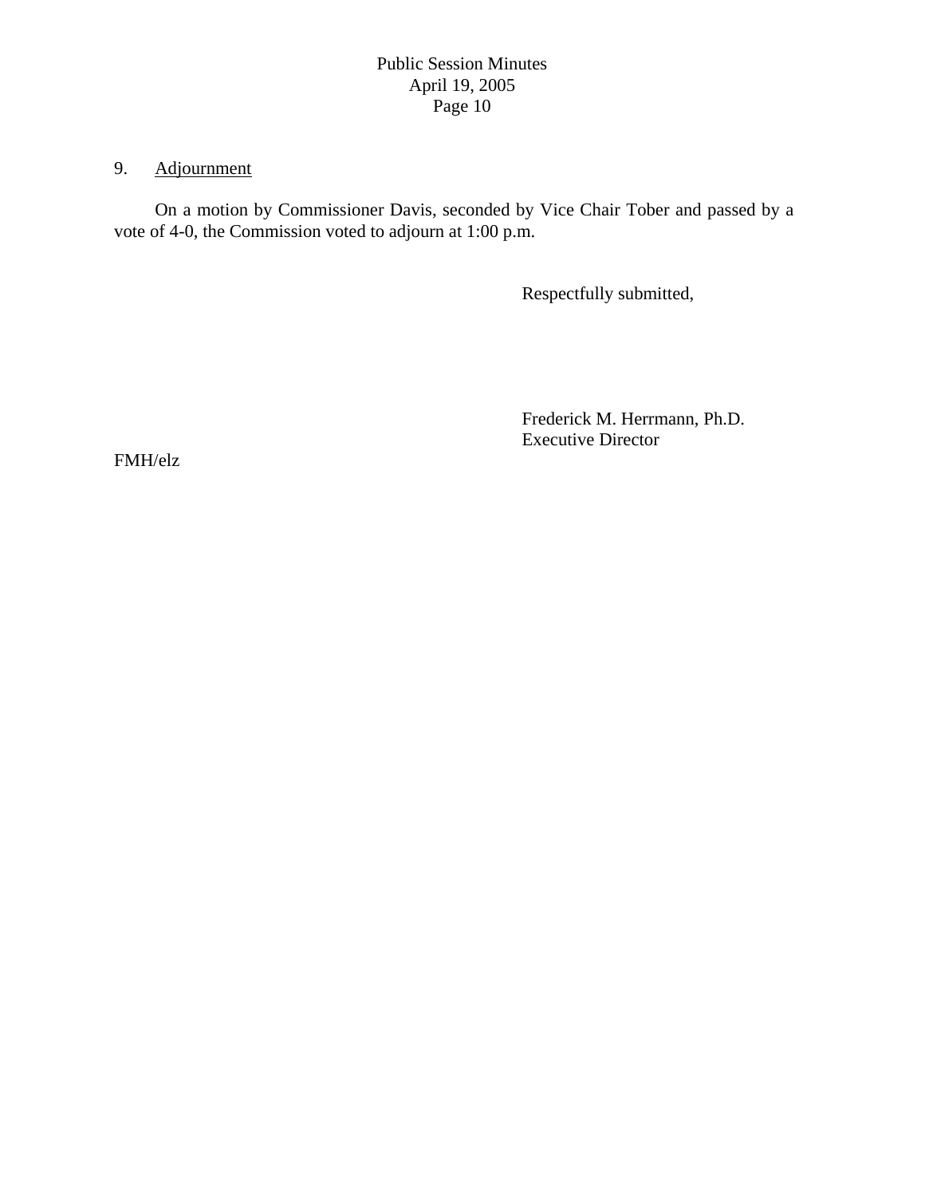9. Adjournment

On a motion by Commissioner Davis, seconded by Vice Chair Tober and passed by a vote of 4-0, the Commission voted to adjourn at 1:00 p.m.

Respectfully submitted,

Frederick M. Herrmann, Ph.D.
Executive Director

FMH/elz